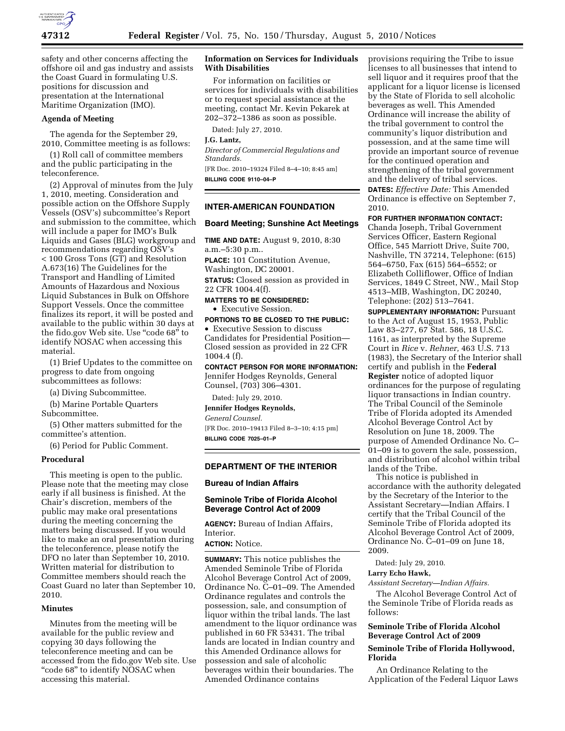safety and other concerns affecting the offshore oil and gas industry and assists the Coast Guard in formulating U.S. positions for discussion and presentation at the International Maritime Organization (IMO).

**Agenda of Meeting**

The agenda for the September 29, 2010, Committee meeting is as follows:

(1) Roll call of committee members and the public participating in the teleconference.

(2) Approval of minutes from the July 1, 2010, meeting. Consideration and possible action on the Offshore Supply Vessels (OSV's) subcommittee's Report and submission to the committee, which will include a paper for IMO's Bulk Liquids and Gases (BLG) workgroup and recommendations regarding OSV's < 100 Gross Tons (GT) and Resolution A.673(16) The Guidelines for the Transport and Handling of Limited Amounts of Hazardous and Noxious Liquid Substances in Bulk on Offshore Support Vessels. Once the committee finalizes its report, it will be posted and available to the public within 30 days at the fido.gov Web site. Use "code 68" to identify NOSAC when accessing this material.

(1) Brief Updates to the committee on progress to date from ongoing subcommittees as follows:

(a) Diving Subcommittee.

(b) Marine Portable Quarters Subcommittee.

(5) Other matters submitted for the committee's attention.

(6) Period for Public Comment.

**Procedural**

This meeting is open to the public. Please note that the meeting may close early if all business is finished. At the Chair's discretion, members of the public may make oral presentations during the meeting concerning the matters being discussed. If you would like to make an oral presentation during the teleconference, please notify the DFO no later than September 10, 2010. Written material for distribution to Committee members should reach the Coast Guard no later than September 10, 2010.

**Minutes**

Minutes from the meeting will be available for the public review and copying 30 days following the teleconference meeting and can be accessed from the fido.gov Web site. Use "code 68" to identify NOSAC when accessing this material.

**Information on Services for Individuals With Disabilities**

For information on facilities or services for individuals with disabilities or to request special assistance at the meeting, contact Mr. Kevin Pekarek at 202–372–1386 as soon as possible.

Dated: July 27, 2010.

**J.G. Lantz,**

*Director of Commercial Regulations and Standards.*

[FR Doc. 2010–19324 Filed 8–4–10; 8:45 am]

**BILLING CODE 9110–04–P**

## INTER-AMERICAN FOUNDATION

### Board Meeting; Sunshine Act Meetings

**TIME AND DATE:** August 9, 2010, 8:30 a.m.–5:30 p.m..

**PLACE:** 101 Constitution Avenue, Washington, DC 20001.

**STATUS:** Closed session as provided in 22 CFR 1004.4(f).

**MATTERS TO BE CONSIDERED:**

- Executive Session.

**PORTIONS TO BE CLOSED TO THE PUBLIC:**

- Executive Session to discuss Candidates for Presidential Position—Closed session as provided in 22 CFR 1004.4 (f).

**CONTACT PERSON FOR MORE INFORMATION:** Jennifer Hodges Reynolds, General Counsel, (703) 306–4301.

Dated: July 29, 2010.

**Jennifer Hodges Reynolds,**

*General Counsel.*

[FR Doc. 2010–19413 Filed 8–3–10; 4:15 pm]

**BILLING CODE 7025–01–P**

## DEPARTMENT OF THE INTERIOR

### Bureau of Indian Affairs

### Seminole Tribe of Florida Alcohol Beverage Control Act of 2009

**AGENCY:** Bureau of Indian Affairs, Interior.

**ACTION:** Notice.

**SUMMARY:** This notice publishes the Amended Seminole Tribe of Florida Alcohol Beverage Control Act of 2009, Ordinance No. C–01–09. The Amended Ordinance regulates and controls the possession, sale, and consumption of liquor within the tribal lands. The last amendment to the liquor ordinance was published in 60 FR 53431. The tribal lands are located in Indian country and this Amended Ordinance allows for possession and sale of alcoholic beverages within their boundaries. The Amended Ordinance contains provisions requiring the Tribe to issue licenses to all businesses that intend to sell liquor and it requires proof that the applicant for a liquor license is licensed by the State of Florida to sell alcoholic beverages as well. This Amended Ordinance will increase the ability of the tribal government to control the community's liquor distribution and possession, and at the same time will provide an important source of revenue for the continued operation and strengthening of the tribal government and the delivery of tribal services.

**DATES:** *Effective Date:* This Amended Ordinance is effective on September 7, 2010.

**FOR FURTHER INFORMATION CONTACT:** Chanda Joseph, Tribal Government Services Officer, Eastern Regional Office, 545 Marriott Drive, Suite 700, Nashville, TN 37214, Telephone: (615) 564–6750, Fax (615) 564–6552; or Elizabeth Colliflower, Office of Indian Services, 1849 C Street, NW., Mail Stop 4513–MIB, Washington, DC 20240, Telephone: (202) 513–7641.

**SUPPLEMENTARY INFORMATION:** Pursuant to the Act of August 15, 1953, Public Law 83–277, 67 Stat. 586, 18 U.S.C. 1161, as interpreted by the Supreme Court in *Rice* v. *Rehner,* 463 U.S. 713 (1983), the Secretary of the Interior shall certify and publish in the **Federal Register** notice of adopted liquor ordinances for the purpose of regulating liquor transactions in Indian country. The Tribal Council of the Seminole Tribe of Florida adopted its Amended Alcohol Beverage Control Act by Resolution on June 18, 2009. The purpose of Amended Ordinance No. C–01–09 is to govern the sale, possession, and distribution of alcohol within tribal lands of the Tribe.

This notice is published in accordance with the authority delegated by the Secretary of the Interior to the Assistant Secretary—Indian Affairs. I certify that the Tribal Council of the Seminole Tribe of Florida adopted its Alcohol Beverage Control Act of 2009, Ordinance No. C–01–09 on June 18, 2009.

Dated: July 29, 2010.

**Larry Echo Hawk,**

*Assistant Secretary—Indian Affairs.*

The Alcohol Beverage Control Act of the Seminole Tribe of Florida reads as follows:

**Seminole Tribe of Florida Alcohol Beverage Control Act of 2009**

**Seminole Tribe of Florida Hollywood, Florida**

An Ordinance Relating to the Application of the Federal Liquor Laws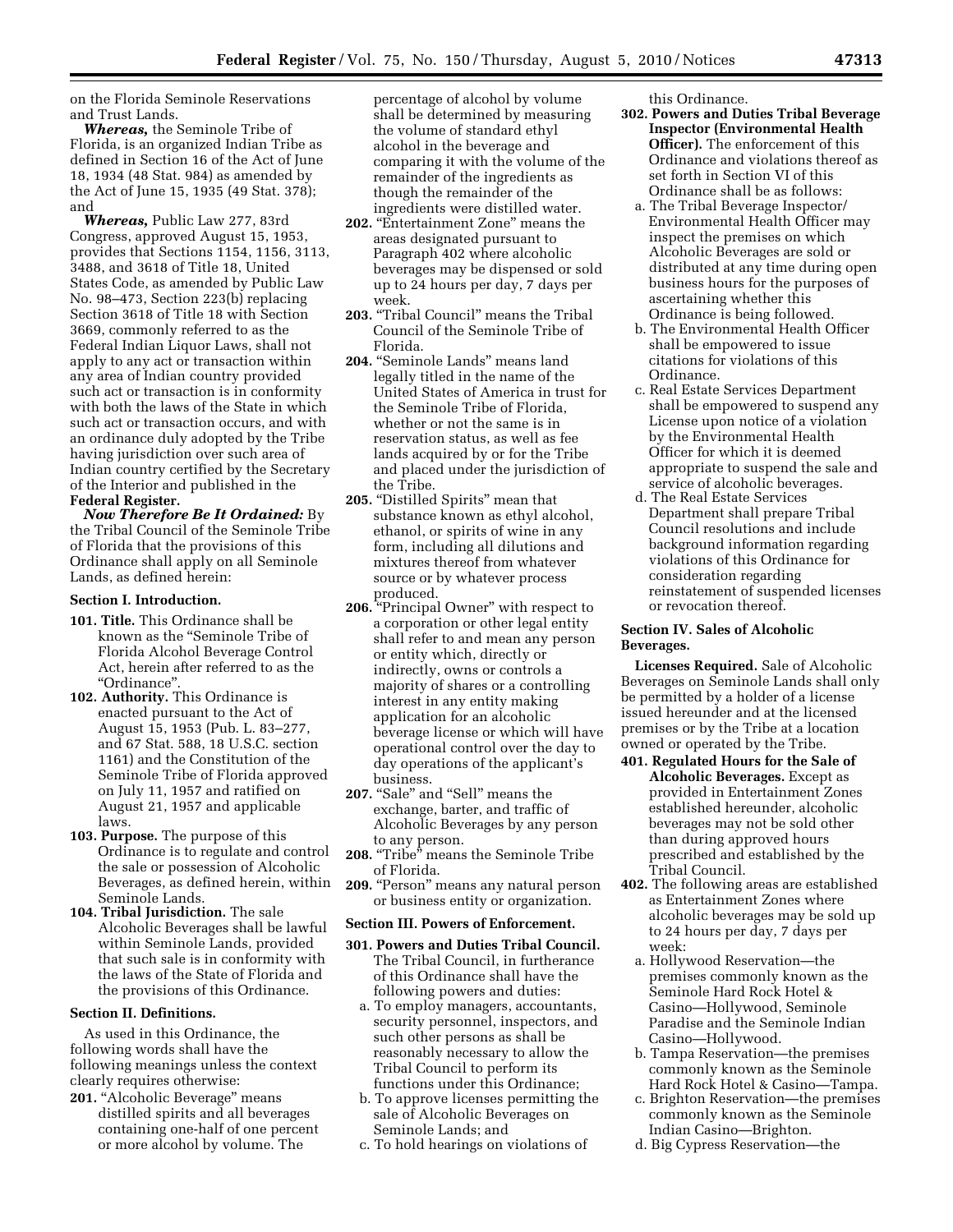on the Florida Seminole Reservations and Trust Lands.

*Whereas,* the Seminole Tribe of Florida, is an organized Indian Tribe as defined in Section 16 of the Act of June 18, 1934 (48 Stat. 984) as amended by the Act of June 15, 1935 (49 Stat. 378); and

*Whereas,* Public Law 277, 83rd Congress, approved August 15, 1953, provides that Sections 1154, 1156, 3113, 3488, and 3618 of Title 18, United States Code, as amended by Public Law No. 98–473, Section 223(b) replacing Section 3618 of Title 18 with Section 3669, commonly referred to as the Federal Indian Liquor Laws, shall not apply to any act or transaction within any area of Indian country provided such act or transaction is in conformity with both the laws of the State in which such act or transaction occurs, and with an ordinance duly adopted by the Tribe having jurisdiction over such area of Indian country certified by the Secretary of the Interior and published in the **Federal Register.**

***Now Therefore Be It Ordained:*** By the Tribal Council of the Seminole Tribe of Florida that the provisions of this Ordinance shall apply on all Seminole Lands, as defined herein:

**Section I. Introduction.**

**101. Title.** This Ordinance shall be known as the "Seminole Tribe of Florida Alcohol Beverage Control Act, herein after referred to as the "Ordinance".

**102. Authority.** This Ordinance is enacted pursuant to the Act of August 15, 1953 (Pub. L. 83–277, and 67 Stat. 588, 18 U.S.C. section 1161) and the Constitution of the Seminole Tribe of Florida approved on July 11, 1957 and ratified on August 21, 1957 and applicable laws.

**103. Purpose.** The purpose of this Ordinance is to regulate and control the sale or possession of Alcoholic Beverages, as defined herein, within Seminole Lands.

**104. Tribal Jurisdiction.** The sale Alcoholic Beverages shall be lawful within Seminole Lands, provided that such sale is in conformity with the laws of the State of Florida and the provisions of this Ordinance.

**Section II. Definitions.**

As used in this Ordinance, the following words shall have the following meanings unless the context clearly requires otherwise:

**201.** "Alcoholic Beverage" means distilled spirits and all beverages containing one-half of one percent or more alcohol by volume. The percentage of alcohol by volume shall be determined by measuring the volume of standard ethyl alcohol in the beverage and comparing it with the volume of the remainder of the ingredients as though the remainder of the ingredients were distilled water.

**202.** "Entertainment Zone" means the areas designated pursuant to Paragraph 402 where alcoholic beverages may be dispensed or sold up to 24 hours per day, 7 days per week.

**203.** "Tribal Council" means the Tribal Council of the Seminole Tribe of Florida.

**204.** "Seminole Lands" means land legally titled in the name of the United States of America in trust for the Seminole Tribe of Florida, whether or not the same is in reservation status, as well as fee lands acquired by or for the Tribe and placed under the jurisdiction of the Tribe.

**205.** "Distilled Spirits" mean that substance known as ethyl alcohol, ethanol, or spirits of wine in any form, including all dilutions and mixtures thereof from whatever source or by whatever process produced.

**206.** "Principal Owner" with respect to a corporation or other legal entity shall refer to and mean any person or entity which, directly or indirectly, owns or controls a majority of shares or a controlling interest in any entity making application for an alcoholic beverage license or which will have operational control over the day to day operations of the applicant's business.

**207.** "Sale" and "Sell" means the exchange, barter, and traffic of Alcoholic Beverages by any person to any person.

**208.** "Tribe" means the Seminole Tribe of Florida.

**209.** "Person" means any natural person or business entity or organization.

**Section III. Powers of Enforcement.**

**301. Powers and Duties Tribal Council.** The Tribal Council, in furtherance of this Ordinance shall have the following powers and duties:

a. To employ managers, accountants, security personnel, inspectors, and such other persons as shall be reasonably necessary to allow the Tribal Council to perform its functions under this Ordinance;

b. To approve licenses permitting the sale of Alcoholic Beverages on Seminole Lands; and

c. To hold hearings on violations of this Ordinance.

**302. Powers and Duties Tribal Beverage Inspector (Environmental Health Officer).** The enforcement of this Ordinance and violations thereof as set forth in Section VI of this Ordinance shall be as follows:

a. The Tribal Beverage Inspector/ Environmental Health Officer may inspect the premises on which Alcoholic Beverages are sold or distributed at any time during open business hours for the purposes of ascertaining whether this Ordinance is being followed.

b. The Environmental Health Officer shall be empowered to issue citations for violations of this Ordinance.

c. Real Estate Services Department shall be empowered to suspend any License upon notice of a violation by the Environmental Health Officer for which it is deemed appropriate to suspend the sale and service of alcoholic beverages.

d. The Real Estate Services Department shall prepare Tribal Council resolutions and include background information regarding violations of this Ordinance for consideration regarding reinstatement of suspended licenses or revocation thereof.

**Section IV. Sales of Alcoholic Beverages.**

**Licenses Required.** Sale of Alcoholic Beverages on Seminole Lands shall only be permitted by a holder of a license issued hereunder and at the licensed premises or by the Tribe at a location owned or operated by the Tribe.

**401. Regulated Hours for the Sale of Alcoholic Beverages.** Except as provided in Entertainment Zones established hereunder, alcoholic beverages may not be sold other than during approved hours prescribed and established by the Tribal Council.

**402.** The following areas are established as Entertainment Zones where alcoholic beverages may be sold up to 24 hours per day, 7 days per week:

a. Hollywood Reservation—the premises commonly known as the Seminole Hard Rock Hotel & Casino—Hollywood, Seminole Paradise and the Seminole Indian Casino—Hollywood.

b. Tampa Reservation—the premises commonly known as the Seminole Hard Rock Hotel & Casino—Tampa.

c. Brighton Reservation—the premises commonly known as the Seminole Indian Casino—Brighton.

d. Big Cypress Reservation—the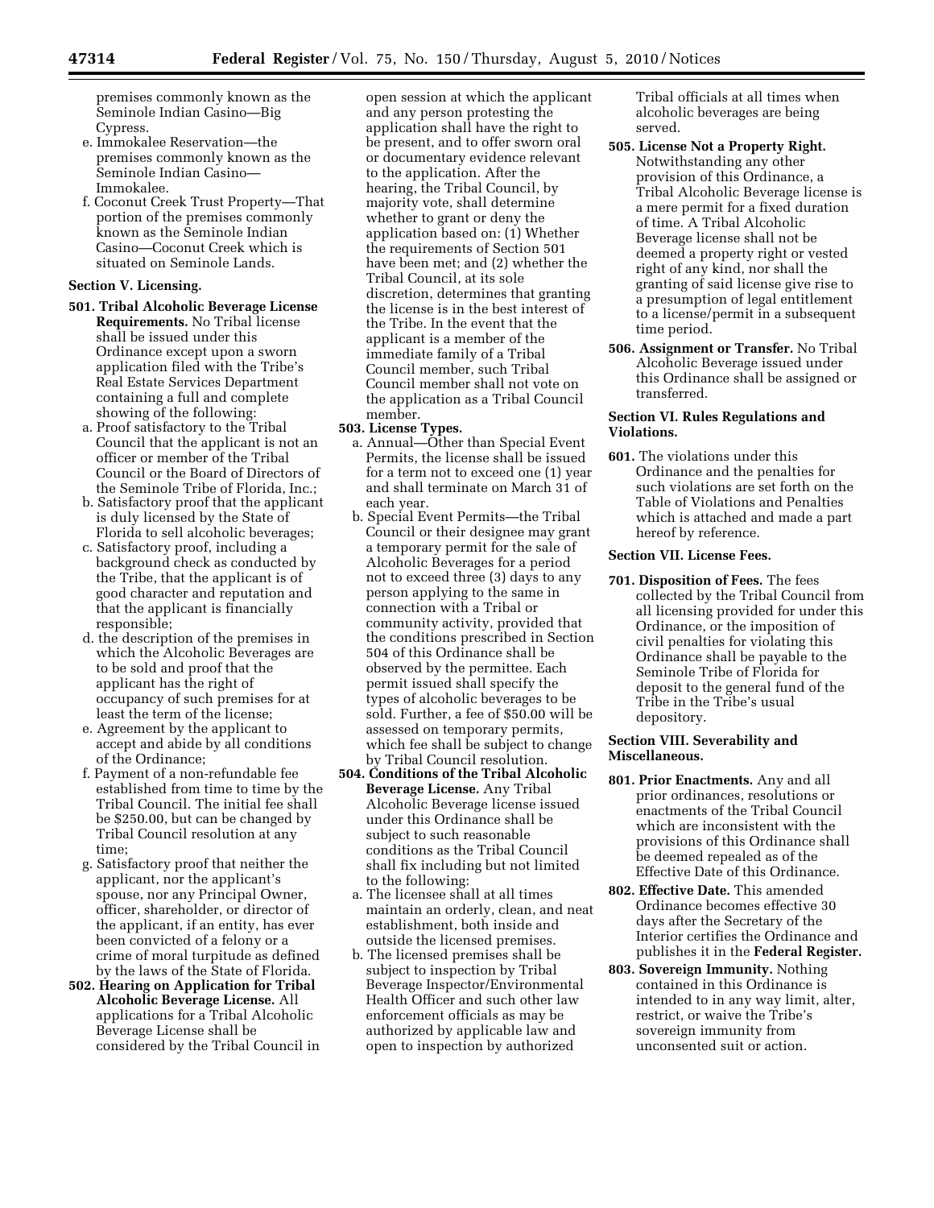premises commonly known as the Seminole Indian Casino—Big Cypress.

e. Immokalee Reservation—the premises commonly known as the Seminole Indian Casino—Immokalee.

f. Coconut Creek Trust Property—That portion of the premises commonly known as the Seminole Indian Casino—Coconut Creek which is situated on Seminole Lands.

**Section V. Licensing.**

**501. Tribal Alcoholic Beverage License Requirements.** No Tribal license shall be issued under this Ordinance except upon a sworn application filed with the Tribe's Real Estate Services Department containing a full and complete showing of the following:

a. Proof satisfactory to the Tribal Council that the applicant is not an officer or member of the Tribal Council or the Board of Directors of the Seminole Tribe of Florida, Inc.;

b. Satisfactory proof that the applicant is duly licensed by the State of Florida to sell alcoholic beverages;

c. Satisfactory proof, including a background check as conducted by the Tribe, that the applicant is of good character and reputation and that the applicant is financially responsible;

d. the description of the premises in which the Alcoholic Beverages are to be sold and proof that the applicant has the right of occupancy of such premises for at least the term of the license;

e. Agreement by the applicant to accept and abide by all conditions of the Ordinance;

f. Payment of a non-refundable fee established from time to time by the Tribal Council. The initial fee shall be $250.00, but can be changed by Tribal Council resolution at any time;

g. Satisfactory proof that neither the applicant, nor the applicant's spouse, nor any Principal Owner, officer, shareholder, or director of the applicant, if an entity, has ever been convicted of a felony or a crime of moral turpitude as defined by the laws of the State of Florida.

**502. Hearing on Application for Tribal Alcoholic Beverage License.** All applications for a Tribal Alcoholic Beverage License shall be considered by the Tribal Council in open session at which the applicant and any person protesting the application shall have the right to be present, and to offer sworn oral or documentary evidence relevant to the application. After the hearing, the Tribal Council, by majority vote, shall determine whether to grant or deny the application based on: (1) Whether the requirements of Section 501 have been met; and (2) whether the Tribal Council, at its sole discretion, determines that granting the license is in the best interest of the Tribe. In the event that the applicant is a member of the immediate family of a Tribal Council member, such Tribal Council member shall not vote on the application as a Tribal Council member.

**503. License Types.**

a. Annual—Other than Special Event Permits, the license shall be issued for a term not to exceed one (1) year and shall terminate on March 31 of each year.

b. Special Event Permits—the Tribal Council or their designee may grant a temporary permit for the sale of Alcoholic Beverages for a period not to exceed three (3) days to any person applying to the same in connection with a Tribal or community activity, provided that the conditions prescribed in Section 504 of this Ordinance shall be observed by the permittee. Each permit issued shall specify the types of alcoholic beverages to be sold. Further, a fee of $50.00 will be assessed on temporary permits, which fee shall be subject to change by Tribal Council resolution.

**504. Conditions of the Tribal Alcoholic Beverage License.** Any Tribal Alcoholic Beverage license issued under this Ordinance shall be subject to such reasonable conditions as the Tribal Council shall fix including but not limited to the following:

a. The licensee shall at all times maintain an orderly, clean, and neat establishment, both inside and outside the licensed premises.

b. The licensed premises shall be subject to inspection by Tribal Beverage Inspector/Environmental Health Officer and such other law enforcement officials as may be authorized by applicable law and open to inspection by authorized Tribal officials at all times when alcoholic beverages are being served.

**505. License Not a Property Right.** Notwithstanding any other provision of this Ordinance, a Tribal Alcoholic Beverage license is a mere permit for a fixed duration of time. A Tribal Alcoholic Beverage license shall not be deemed a property right or vested right of any kind, nor shall the granting of said license give rise to a presumption of legal entitlement to a license/permit in a subsequent time period.

**506. Assignment or Transfer.** No Tribal Alcoholic Beverage issued under this Ordinance shall be assigned or transferred.

**Section VI. Rules Regulations and Violations.**

**601.** The violations under this Ordinance and the penalties for such violations are set forth on the Table of Violations and Penalties which is attached and made a part hereof by reference.

**Section VII. License Fees.**

**701. Disposition of Fees.** The fees collected by the Tribal Council from all licensing provided for under this Ordinance, or the imposition of civil penalties for violating this Ordinance shall be payable to the Seminole Tribe of Florida for deposit to the general fund of the Tribe in the Tribe's usual depository.

**Section VIII. Severability and Miscellaneous.**

**801. Prior Enactments.** Any and all prior ordinances, resolutions or enactments of the Tribal Council which are inconsistent with the provisions of this Ordinance shall be deemed repealed as of the Effective Date of this Ordinance.

**802. Effective Date.** This amended Ordinance becomes effective 30 days after the Secretary of the Interior certifies the Ordinance and publishes it in the **Federal Register.**

**803. Sovereign Immunity.** Nothing contained in this Ordinance is intended to in any way limit, alter, restrict, or waive the Tribe's sovereign immunity from unconsented suit or action.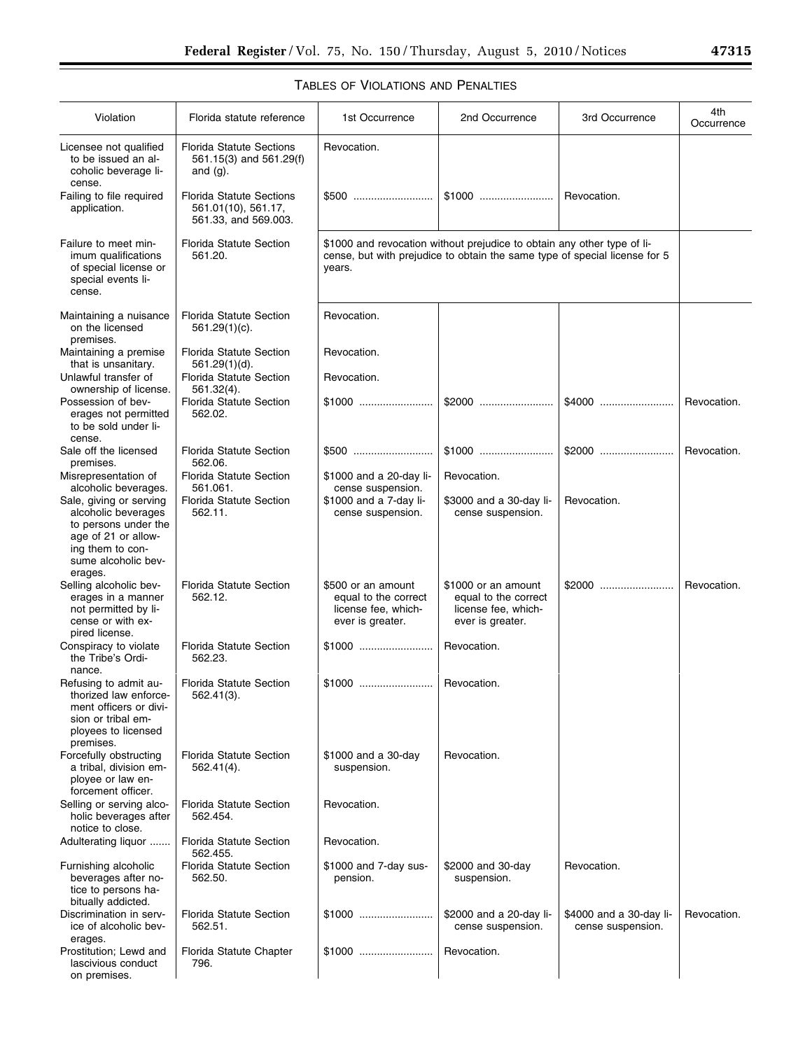## Tables of Violations and Penalties

| Violation | Florida statute reference | 1st Occurrence | 2nd Occurrence | 3rd Occurrence | 4th Occurrence |
|---|---|---|---|---|---|
| Licensee not qualified to be issued an alcoholic beverage license. | Florida Statute Sections 561.15(3) and 561.29(f) and (g). | Revocation. | | | |
| Failing to file required application. | Florida Statute Sections 561.01(10), 561.17, 561.33, and 569.003. | $500 | $1000 | Revocation. | |
| Failure to meet minimum qualifications of special license or special events license. | Florida Statute Section 561.20. | $1000 and revocation without prejudice to obtain any other type of license, but with prejudice to obtain the same type of special license for 5 years. | | | |
| Maintaining a nuisance on the licensed premises. | Florida Statute Section 561.29(1)(c). | Revocation. | | | |
| Maintaining a premise that is unsanitary. | Florida Statute Section 561.29(1)(d). | Revocation. | | | |
| Unlawful transfer of ownership of license. | Florida Statute Section 561.32(4). | Revocation. | | | |
| Possession of beverages not permitted to be sold under license. | Florida Statute Section 562.02. | $1000 | $2000 | $4000 | Revocation. |
| Sale off the licensed premises. | Florida Statute Section 562.06. | $500 | $1000 | $2000 | Revocation. |
| Misrepresentation of alcoholic beverages. | Florida Statute Section 561.061. | $1000 and a 20-day license suspension. | Revocation. | | |
| Sale, giving or serving alcoholic beverages to persons under the age of 21 or allowing them to consume alcoholic beverages. | Florida Statute Section 562.11. | $1000 and a 7-day license suspension. | $3000 and a 30-day license suspension. | Revocation. | |
| Selling alcoholic beverages in a manner not permitted by license or with expired license. | Florida Statute Section 562.12. | $500 or an amount equal to the correct license fee, whichever is greater. | $1000 or an amount equal to the correct license fee, whichever is greater. | $2000 | Revocation. |
| Conspiracy to violate the Tribe's Ordinance. | Florida Statute Section 562.23. | $1000 | Revocation. | | |
| Refusing to admit authorized law enforcement officers or division or tribal employees to licensed premises. | Florida Statute Section 562.41(3). | $1000 | Revocation. | | |
| Forcefully obstructing a tribal, division employee or law enforcement officer. | Florida Statute Section 562.41(4). | $1000 and a 30-day suspension. | Revocation. | | |
| Selling or serving alcoholic beverages after notice to close. | Florida Statute Section 562.454. | Revocation. | | | |
| Adulterating liquor | Florida Statute Section 562.455. | Revocation. | | | |
| Furnishing alcoholic beverages after notice to persons habitually addicted. | Florida Statute Section 562.50. | $1000 and 7-day suspension. | $2000 and 30-day suspension. | Revocation. | |
| Discrimination in service of alcoholic beverages. | Florida Statute Section 562.51. | $1000 | $2000 and a 20-day license suspension. | $4000 and a 30-day license suspension. | Revocation. |
| Prostitution; Lewd and lascivious conduct on premises. | Florida Statute Chapter 796. | $1000 | Revocation. | | |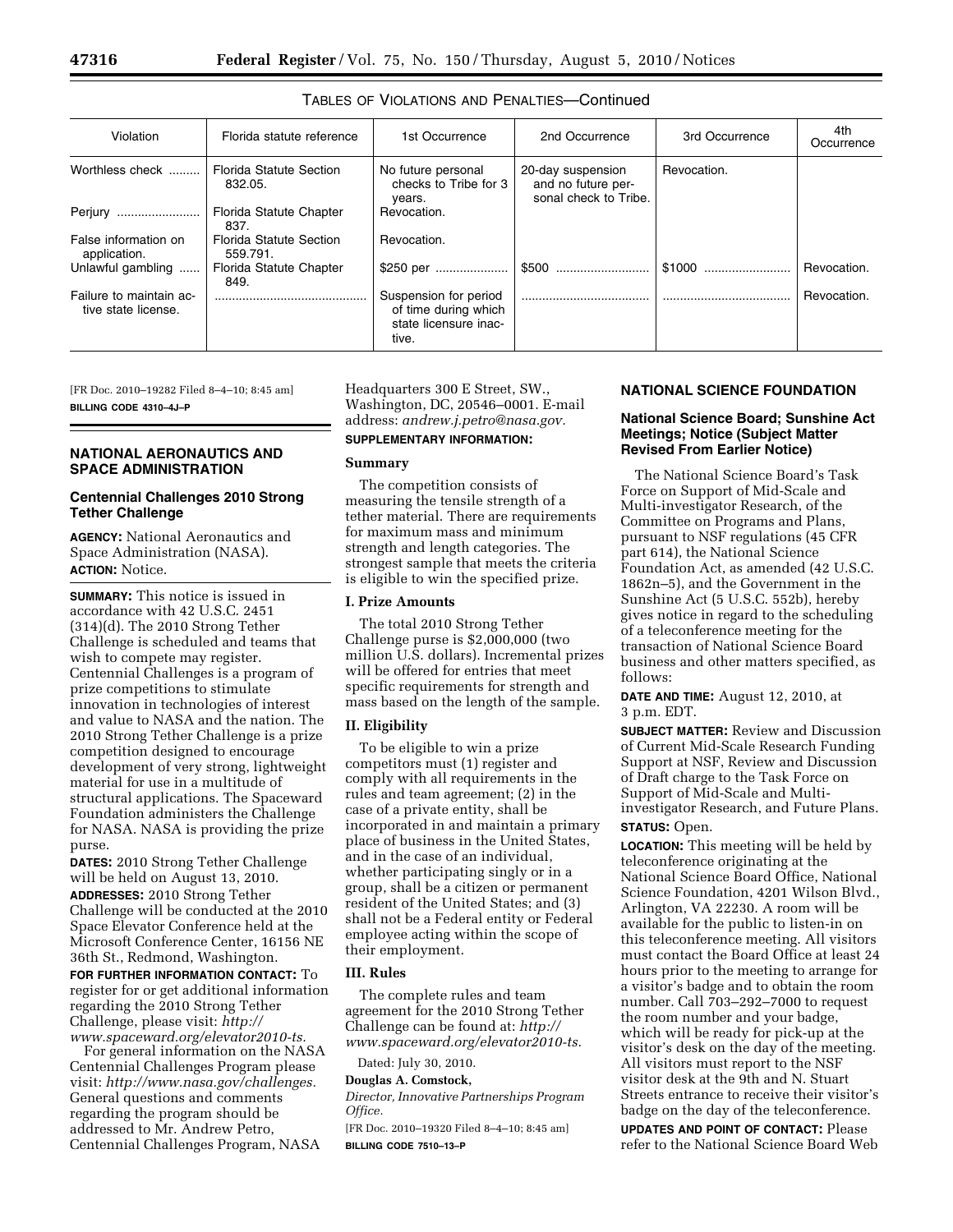TABLES OF VIOLATIONS AND PENALTIES—Continued

| Violation | Florida statute reference | 1st Occurrence | 2nd Occurrence | 3rd Occurrence | 4th Occurrence |
| --- | --- | --- | --- | --- | --- |
| Worthless check | Florida Statute Section 832.05. | No future personal checks to Tribe for 3 years. | 20-day suspension and no future personal check to Tribe. | Revocation. | |
| Perjury | Florida Statute Chapter 837. | Revocation. | | | |
| False information on application. | Florida Statute Section 559.791. | Revocation. | | | |
| Unlawful gambling | Florida Statute Chapter 849. | $250 per | $500 | $1000 | Revocation. |
| Failure to maintain active state license. | | Suspension for period of time during which state licensure inactive. | | | Revocation. |

[FR Doc. 2010–19282 Filed 8–4–10; 8:45 am]

**BILLING CODE 4310–4J–P**

## NATIONAL AERONAUTICS AND SPACE ADMINISTRATION

### Centennial Challenges 2010 Strong Tether Challenge

**AGENCY:** National Aeronautics and Space Administration (NASA).

**ACTION:** Notice.

**SUMMARY:** This notice is issued in accordance with 42 U.S.C. 2451 (314)(d). The 2010 Strong Tether Challenge is scheduled and teams that wish to compete may register. Centennial Challenges is a program of prize competitions to stimulate innovation in technologies of interest and value to NASA and the nation. The 2010 Strong Tether Challenge is a prize competition designed to encourage development of very strong, lightweight material for use in a multitude of structural applications. The Spaceward Foundation administers the Challenge for NASA. NASA is providing the prize purse.

**DATES:** 2010 Strong Tether Challenge will be held on August 13, 2010.

**ADDRESSES:** 2010 Strong Tether Challenge will be conducted at the 2010 Space Elevator Conference held at the Microsoft Conference Center, 16156 NE 36th St., Redmond, Washington.

**FOR FURTHER INFORMATION CONTACT:** To register for or get additional information regarding the 2010 Strong Tether Challenge, please visit: *http://www.spaceward.org/elevator2010-ts.*

For general information on the NASA Centennial Challenges Program please visit: *http://www.nasa.gov/challenges.* General questions and comments regarding the program should be addressed to Mr. Andrew Petro, Centennial Challenges Program, NASA Headquarters 300 E Street, SW., Washington, DC, 20546–0001. E-mail address: *andrew.j.petro@nasa.gov.*

**SUPPLEMENTARY INFORMATION:**

**Summary**

The competition consists of measuring the tensile strength of a tether material. There are requirements for maximum mass and minimum strength and length categories. The strongest sample that meets the criteria is eligible to win the specified prize.

**I. Prize Amounts**

The total 2010 Strong Tether Challenge purse is $2,000,000 (two million U.S. dollars). Incremental prizes will be offered for entries that meet specific requirements for strength and mass based on the length of the sample.

**II. Eligibility**

To be eligible to win a prize competitors must (1) register and comply with all requirements in the rules and team agreement; (2) in the case of a private entity, shall be incorporated in and maintain a primary place of business in the United States, and in the case of an individual, whether participating singly or in a group, shall be a citizen or permanent resident of the United States; and (3) shall not be a Federal entity or Federal employee acting within the scope of their employment.

**III. Rules**

The complete rules and team agreement for the 2010 Strong Tether Challenge can be found at: *http://www.spaceward.org/elevator2010-ts.*

Dated: July 30, 2010.

**Douglas A. Comstock,**

*Director, Innovative Partnerships Program Office.*

[FR Doc. 2010–19320 Filed 8–4–10; 8:45 am]

**BILLING CODE 7510–13–P**

## NATIONAL SCIENCE FOUNDATION

### National Science Board; Sunshine Act Meetings; Notice (Subject Matter Revised From Earlier Notice)

The National Science Board's Task Force on Support of Mid-Scale and Multi-investigator Research, of the Committee on Programs and Plans, pursuant to NSF regulations (45 CFR part 614), the National Science Foundation Act, as amended (42 U.S.C. 1862n–5), and the Government in the Sunshine Act (5 U.S.C. 552b), hereby gives notice in regard to the scheduling of a teleconference meeting for the transaction of National Science Board business and other matters specified, as follows:

**DATE AND TIME:** August 12, 2010, at 3 p.m. EDT.

**SUBJECT MATTER:** Review and Discussion of Current Mid-Scale Research Funding Support at NSF, Review and Discussion of Draft charge to the Task Force on Support of Mid-Scale and Multi-investigator Research, and Future Plans.

**STATUS:** Open.

**LOCATION:** This meeting will be held by teleconference originating at the National Science Board Office, National Science Foundation, 4201 Wilson Blvd., Arlington, VA 22230. A room will be available for the public to listen-in on this teleconference meeting. All visitors must contact the Board Office at least 24 hours prior to the meeting to arrange for a visitor's badge and to obtain the room number. Call 703–292–7000 to request the room number and your badge, which will be ready for pick-up at the visitor's desk on the day of the meeting. All visitors must report to the NSF visitor desk at the 9th and N. Stuart Streets entrance to receive their visitor's badge on the day of the teleconference.

**UPDATES AND POINT OF CONTACT:** Please refer to the National Science Board Web